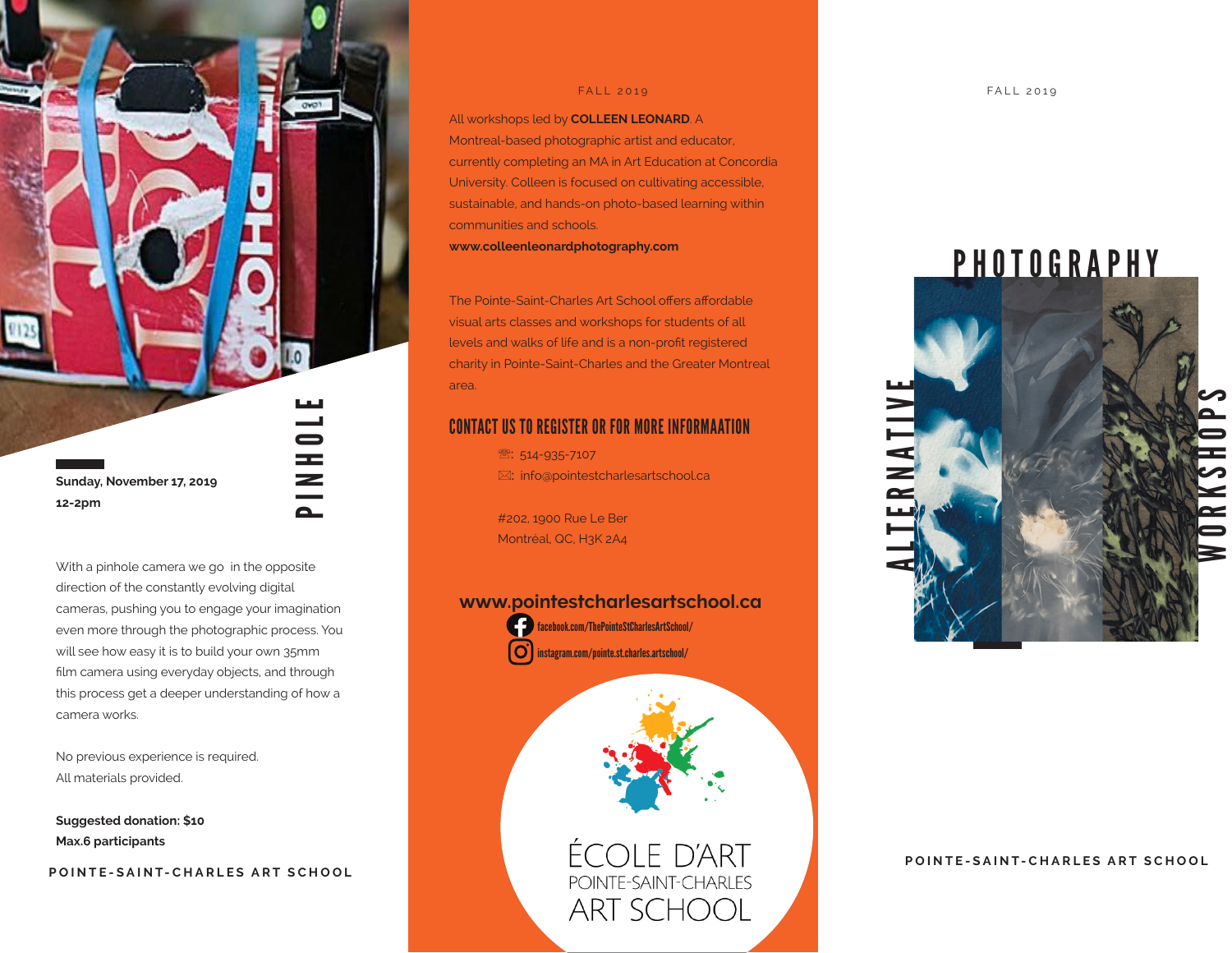# PINHOLE

**Sunday, November 17, 2019**
**12-2pm**

With a pinhole camera we go in the opposite direction of the constantly evolving digital cameras, pushing you to engage your imagination even more through the photographic process. You will see how easy it is to build your own 35mm film camera using everyday objects, and through this process get a deeper understanding of how a camera works.

No previous experience is required.
All materials provided.

**Suggested donation: $10**
**Max.6 participants**

POINTE-SAINT-CHARLES ART SCHOOL

FALL 2019

All workshops led by **COLLEEN LEONARD**. A Montreal-based photographic artist and educator, currently completing an MA in Art Education at Concordia University. Colleen is focused on cultivating accessible, sustainable, and hands-on photo-based learning within communities and schools.
**www.colleenleonardphotography.com**

The Pointe-Saint-Charles Art School offers affordable visual arts classes and workshops for students of all levels and walks of life and is a non-profit registered charity in Pointe-Saint-Charles and the Greater Montreal area.

## CONTACT US TO REGISTER OR FOR MORE INFORMAATION

☏: 514-935-7107
✉: info@pointestcharlesartschool.ca

#202, 1900 Rue Le Ber
Montréal, QC, H3K 2A4

**www.pointestcharlesartschool.ca**

facebook.com/ThePointeStCharlesArtSchool/
instagram.com/pointe.st.charles.artschool/

ÉCOLE D'ART
POINTE-SAINT-CHARLES
ART SCHOOL

FALL 2019

# ALTERNATIVE PHOTOGRAPHY WORKSHOPS

POINTE-SAINT-CHARLES ART SCHOOL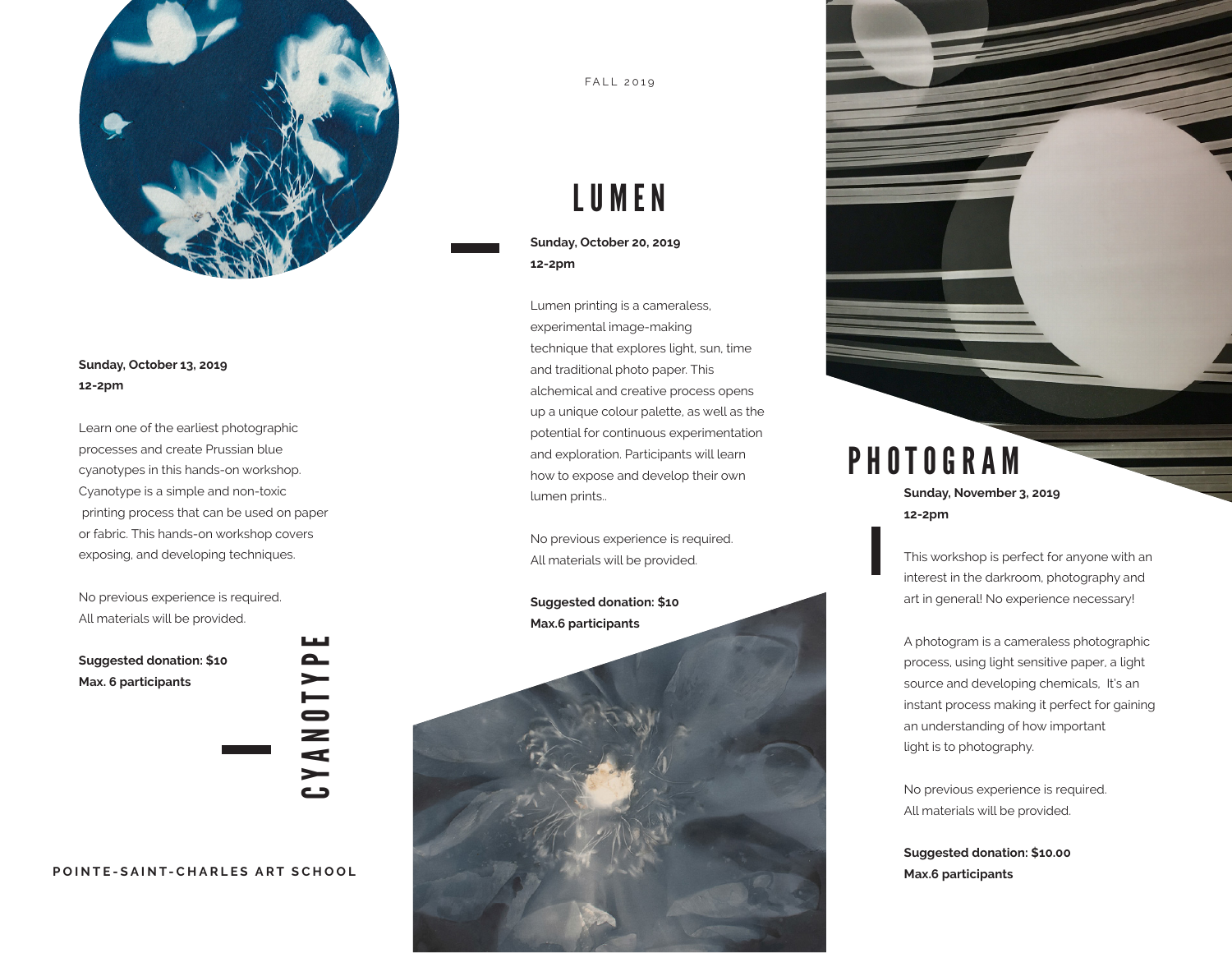## CYANOTYPE

**Sunday, October 13, 2019**
**12-2pm**

Learn one of the earliest photographic processes and create Prussian blue cyanotypes in this hands-on workshop. Cyanotype is a simple and non-toxic printing process that can be used on paper or fabric. This hands-on workshop covers exposing, and developing techniques.

No previous experience is required.
All materials will be provided.

**Suggested donation: $10**
**Max. 6 participants**

POINTE-SAINT-CHARLES ART SCHOOL

FALL 2019

## LUMEN

**Sunday, October 20, 2019**
**12-2pm**

Lumen printing is a cameraless, experimental image-making technique that explores light, sun, time and traditional photo paper. This alchemical and creative process opens up a unique colour palette, as well as the potential for continuous experimentation and exploration. Participants will learn how to expose and develop their own lumen prints..

No previous experience is required.
All materials will be provided.

**Suggested donation: $10**
**Max.6 participants**

## PHOTOGRAM

**Sunday, November 3, 2019**
**12-2pm**

This workshop is perfect for anyone with an interest in the darkroom, photography and art in general! No experience necessary!

A photogram is a cameraless photographic process, using light sensitive paper, a light source and developing chemicals, It's an instant process making it perfect for gaining an understanding of how important light is to photography.

No previous experience is required.
All materials will be provided.

**Suggested donation: $10.00**
**Max.6 participants**